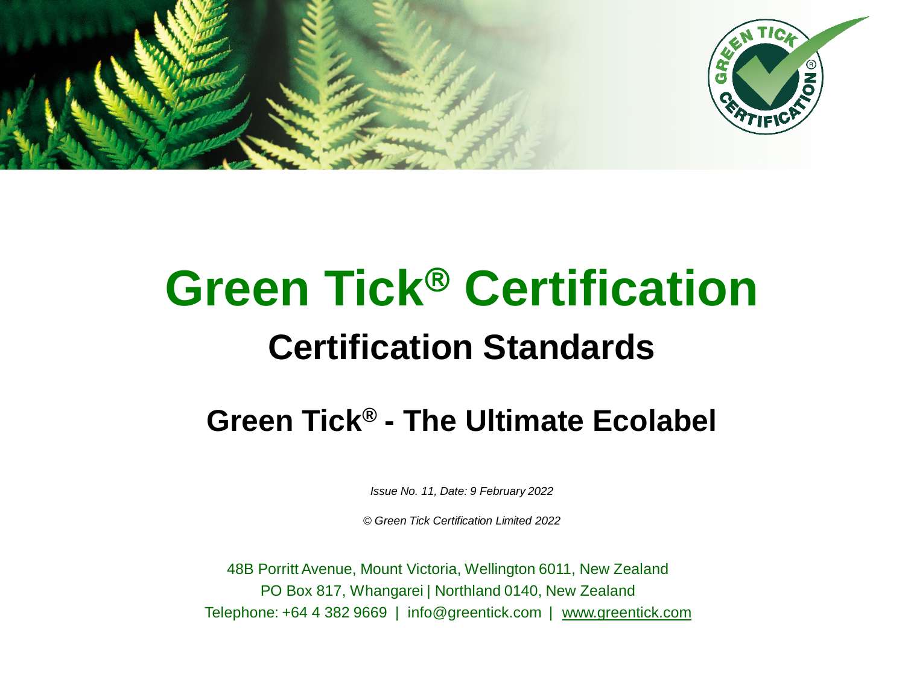# Green Tick® Certification

## Certification Standards

## Green Tick® - The Ultimate Ecolabel

*Issue No. 11, Date: 9 February 2022*

*© Green Tick Certification Limited 2022*

48B Porritt Avenue, Mount Victoria, Wellington 6011, New Zealand
PO Box 817, Whangarei | Northland 0140, New Zealand
Telephone: +64 4 382 9669 | info@greentick.com | www.greentick.com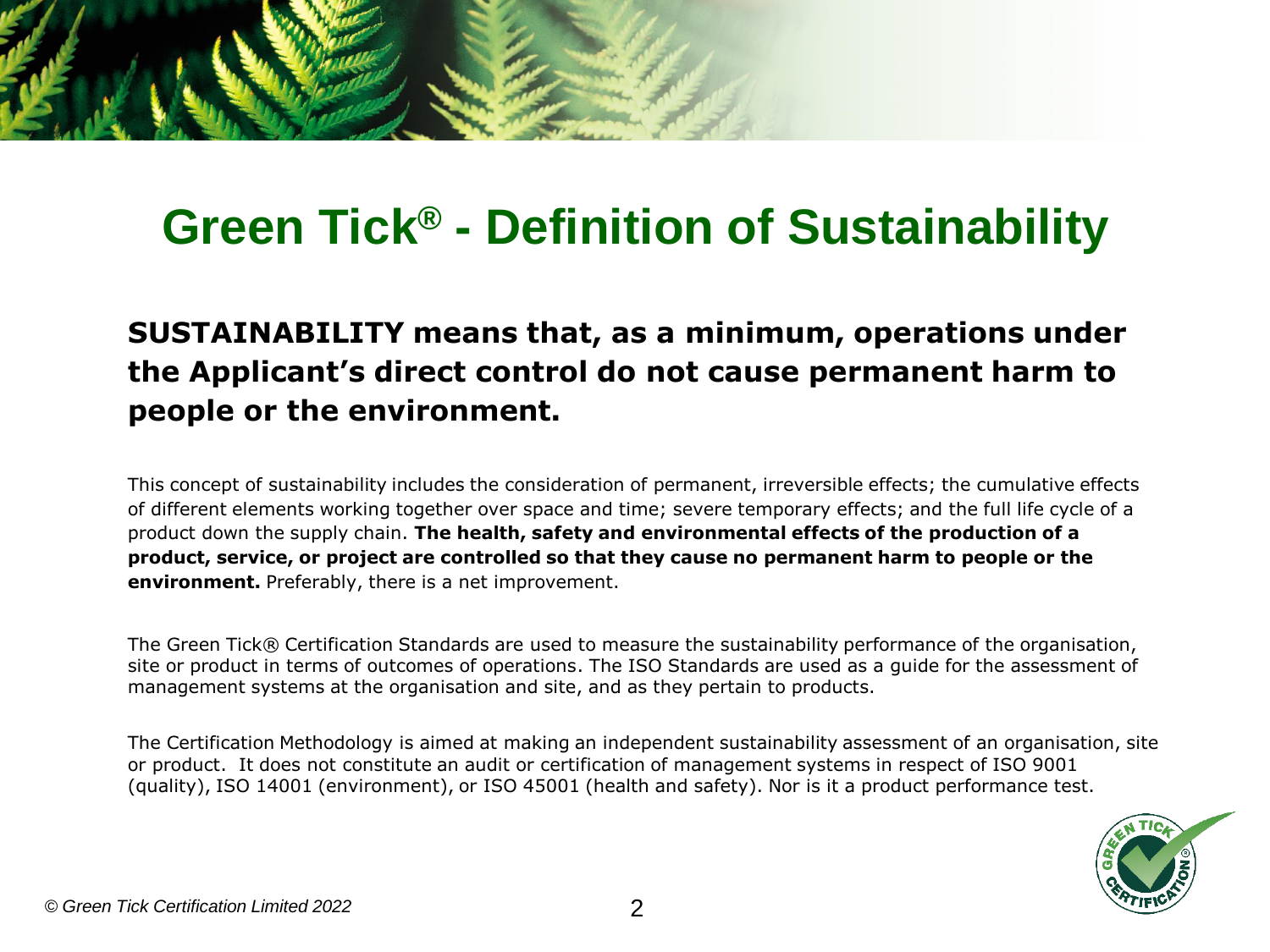# Green Tick® - Definition of Sustainability

**SUSTAINABILITY means that, as a minimum, operations under the Applicant's direct control do not cause permanent harm to people or the environment.**

This concept of sustainability includes the consideration of permanent, irreversible effects; the cumulative effects of different elements working together over space and time; severe temporary effects; and the full life cycle of a product down the supply chain. **The health, safety and environmental effects of the production of a product, service, or project are controlled so that they cause no permanent harm to people or the environment.** Preferably, there is a net improvement.

The Green Tick® Certification Standards are used to measure the sustainability performance of the organisation, site or product in terms of outcomes of operations. The ISO Standards are used as a guide for the assessment of management systems at the organisation and site, and as they pertain to products.

The Certification Methodology is aimed at making an independent sustainability assessment of an organisation, site or product. It does not constitute an audit or certification of management systems in respect of ISO 9001 (quality), ISO 14001 (environment), or ISO 45001 (health and safety). Nor is it a product performance test.

*© Green Tick Certification Limited 2022*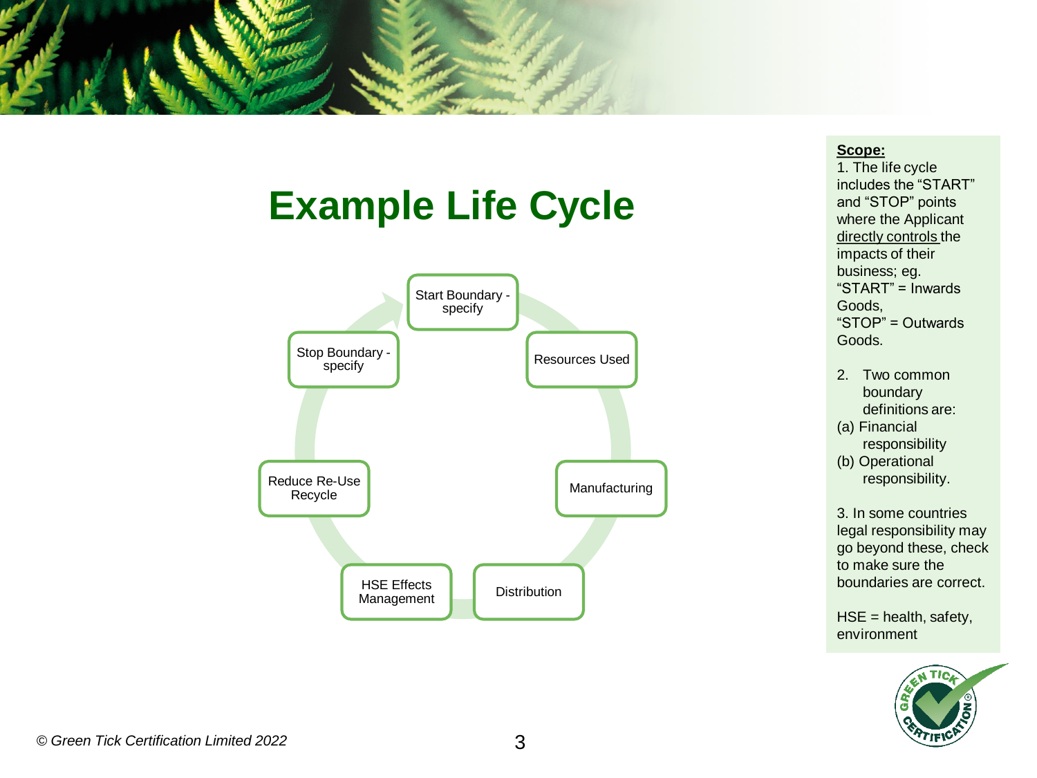# Example Life Cycle

- Start Boundary - specify
- Resources Used
- Manufacturing
- Distribution
- HSE Effects Management
- Reduce Re-Use Recycle
- Stop Boundary - specify

**Scope:**

1. The life cycle includes the "START" and "STOP" points where the Applicant directly controls the impacts of their business; eg. "START" = Inwards Goods, "STOP" = Outwards Goods.

2. Two common boundary definitions are:
   (a) Financial responsibility
   (b) Operational responsibility.

3. In some countries legal responsibility may go beyond these, check to make sure the boundaries are correct.

HSE = health, safety, environment

*© Green Tick Certification Limited 2022*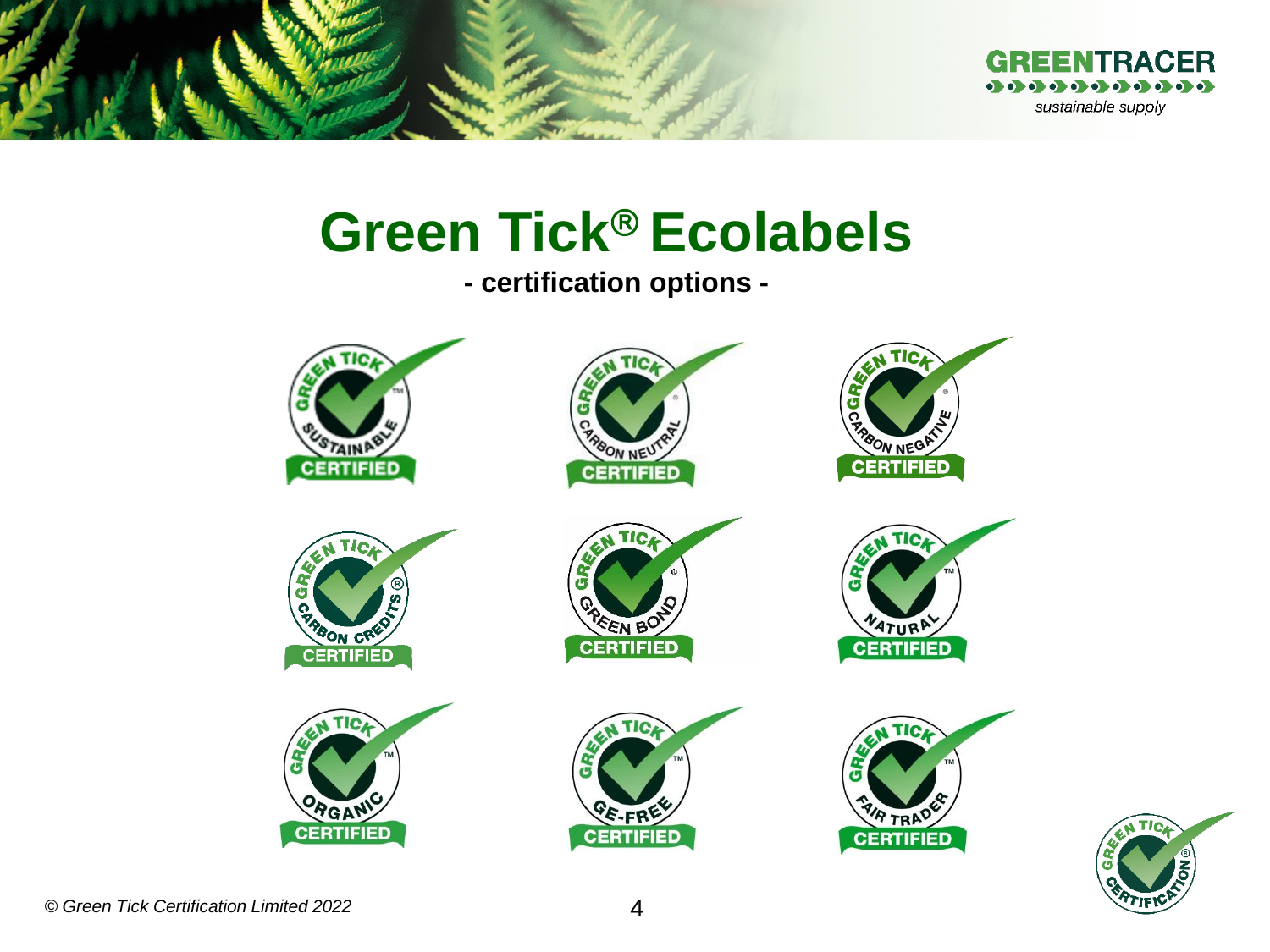# Green Tick® Ecolabels

**- certification options -**

© Green Tick Certification Limited 2022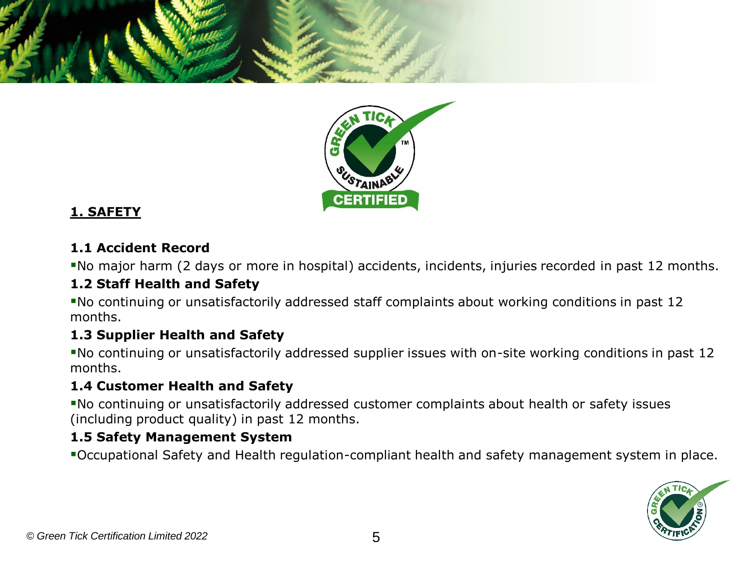## 1. SAFETY

### 1.1 Accident Record

- No major harm (2 days or more in hospital) accidents, incidents, injuries recorded in past 12 months.

### 1.2 Staff Health and Safety

- No continuing or unsatisfactorily addressed staff complaints about working conditions in past 12 months.

### 1.3 Supplier Health and Safety

- No continuing or unsatisfactorily addressed supplier issues with on-site working conditions in past 12 months.

### 1.4 Customer Health and Safety

- No continuing or unsatisfactorily addressed customer complaints about health or safety issues (including product quality) in past 12 months.

### 1.5 Safety Management System

- Occupational Safety and Health regulation-compliant health and safety management system in place.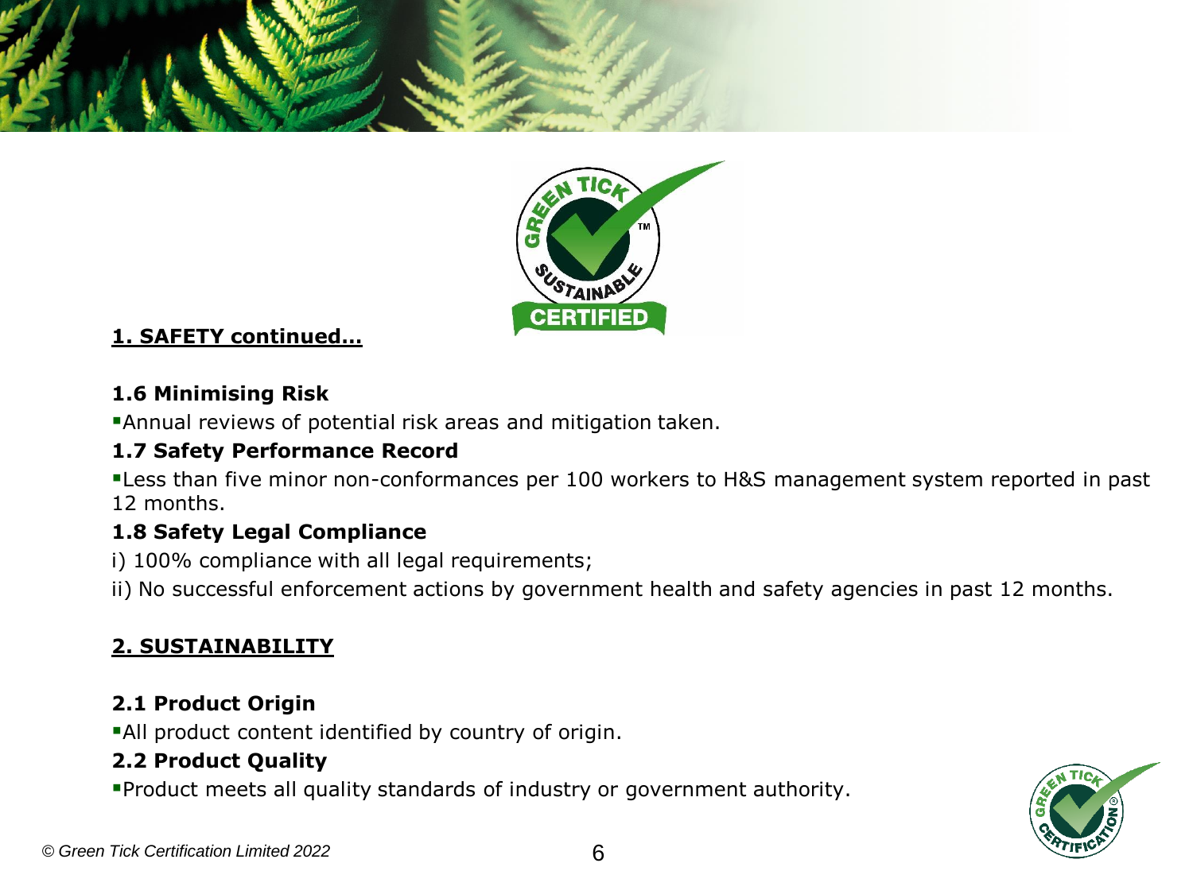## 1. SAFETY continued…

### 1.6 Minimising Risk

- Annual reviews of potential risk areas and mitigation taken.

### 1.7 Safety Performance Record

- Less than five minor non-conformances per 100 workers to H&S management system reported in past 12 months.

### 1.8 Safety Legal Compliance

i) 100% compliance with all legal requirements;

ii) No successful enforcement actions by government health and safety agencies in past 12 months.

## 2. SUSTAINABILITY

### 2.1 Product Origin

- All product content identified by country of origin.

### 2.2 Product Quality

- Product meets all quality standards of industry or government authority.

*© Green Tick Certification Limited 2022*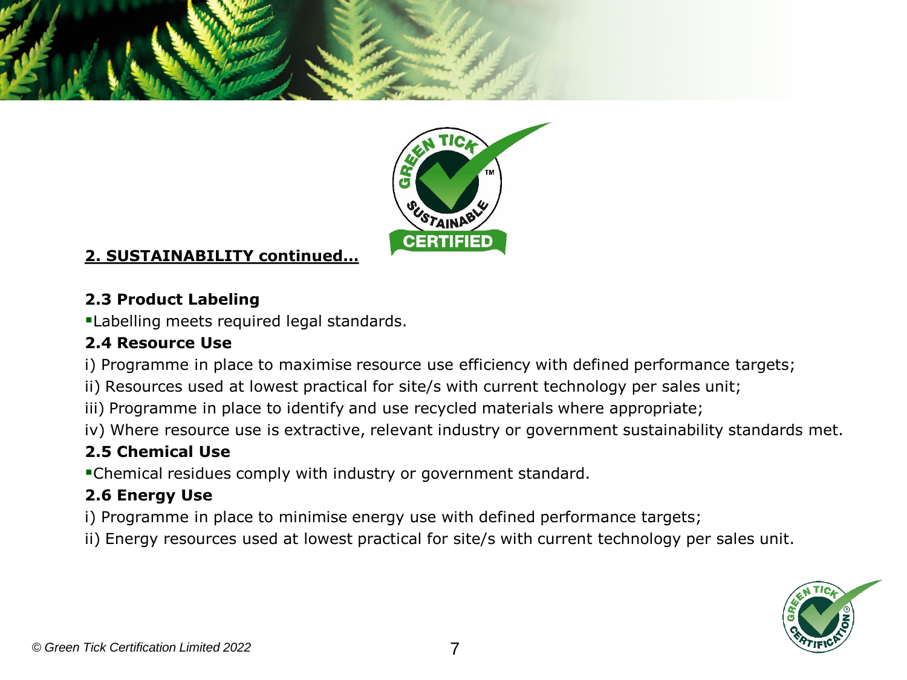## 2. SUSTAINABILITY continued…

### 2.3 Product Labeling

- Labelling meets required legal standards.

### 2.4 Resource Use

i) Programme in place to maximise resource use efficiency with defined performance targets;

ii) Resources used at lowest practical for site/s with current technology per sales unit;

iii) Programme in place to identify and use recycled materials where appropriate;

iv) Where resource use is extractive, relevant industry or government sustainability standards met.

### 2.5 Chemical Use

- Chemical residues comply with industry or government standard.

### 2.6 Energy Use

i) Programme in place to minimise energy use with defined performance targets;

ii) Energy resources used at lowest practical for site/s with current technology per sales unit.

*© Green Tick Certification Limited 2022*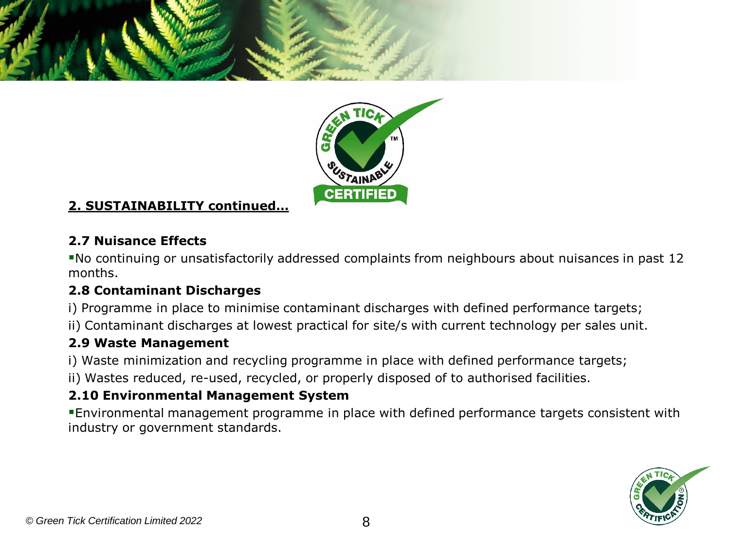## 2. SUSTAINABILITY continued…

### 2.7 Nuisance Effects

- No continuing or unsatisfactorily addressed complaints from neighbours about nuisances in past 12 months.

### 2.8 Contaminant Discharges

i) Programme in place to minimise contaminant discharges with defined performance targets;

ii) Contaminant discharges at lowest practical for site/s with current technology per sales unit.

### 2.9 Waste Management

i) Waste minimization and recycling programme in place with defined performance targets;

ii) Wastes reduced, re-used, recycled, or properly disposed of to authorised facilities.

### 2.10 Environmental Management System

- Environmental management programme in place with defined performance targets consistent with industry or government standards.

*© Green Tick Certification Limited 2022*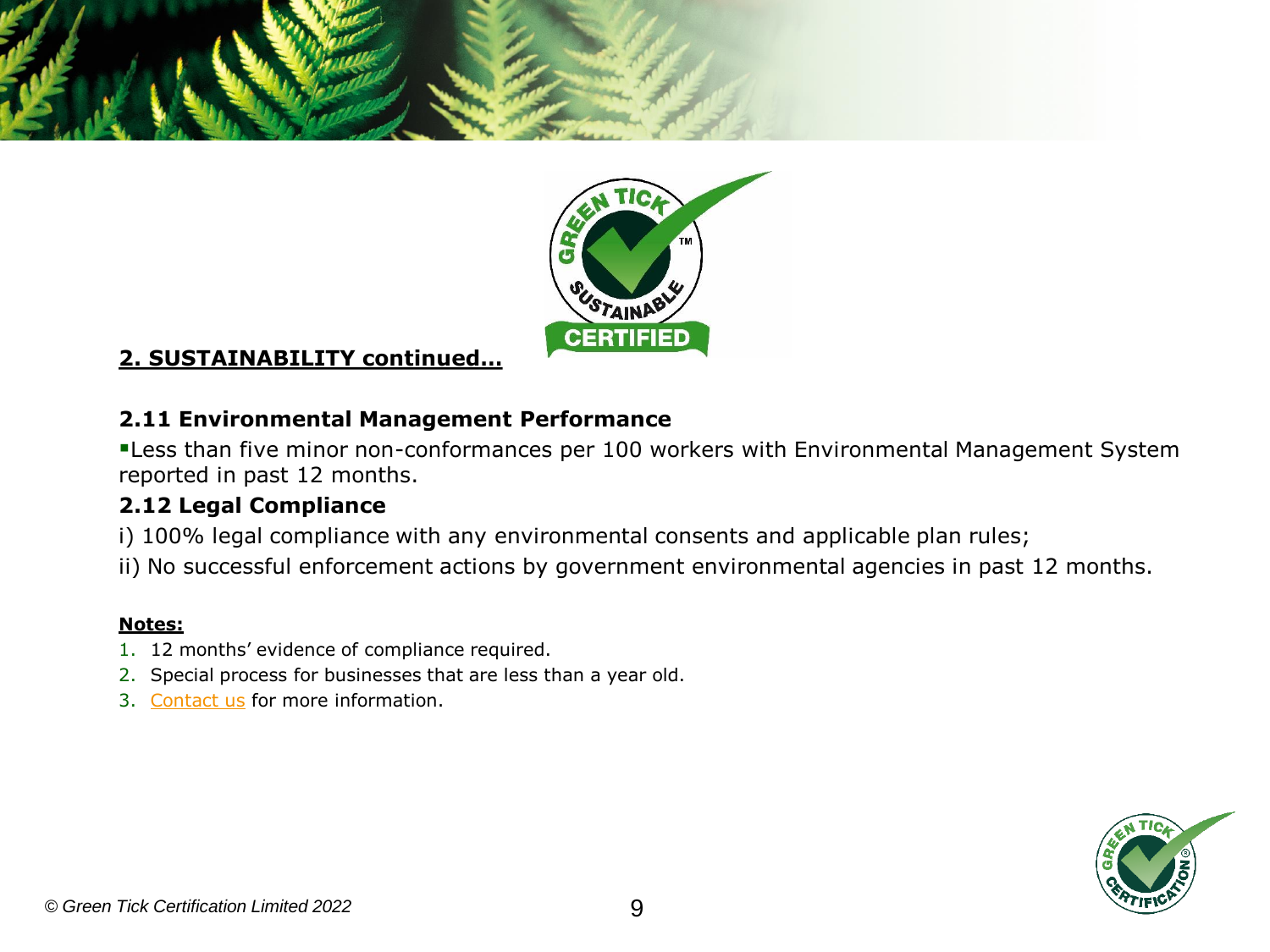## 2. SUSTAINABILITY continued…

### 2.11 Environmental Management Performance

- Less than five minor non-conformances per 100 workers with Environmental Management System reported in past 12 months.

### 2.12 Legal Compliance

i) 100% legal compliance with any environmental consents and applicable plan rules;

ii) No successful enforcement actions by government environmental agencies in past 12 months.

**Notes:**

1. 12 months' evidence of compliance required.
2. Special process for businesses that are less than a year old.
3. Contact us for more information.

*© Green Tick Certification Limited 2022*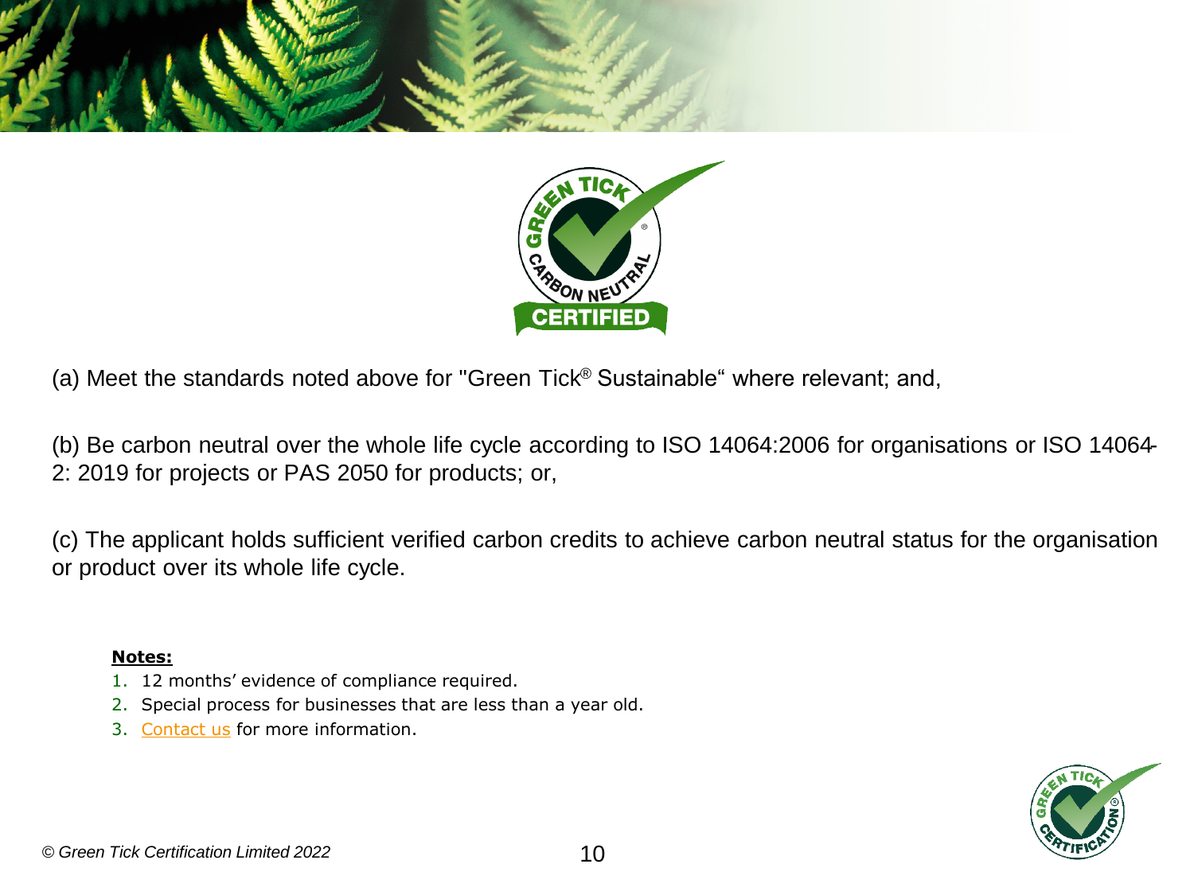(a) Meet the standards noted above for "Green Tick® Sustainable“ where relevant; and,

(b) Be carbon neutral over the whole life cycle according to ISO 14064:2006 for organisations or ISO 14064-2: 2019 for projects or PAS 2050 for products; or,

(c) The applicant holds sufficient verified carbon credits to achieve carbon neutral status for the organisation or product over its whole life cycle.

**Notes:**

1. 12 months’ evidence of compliance required.
2. Special process for businesses that are less than a year old.
3. Contact us for more information.

*© Green Tick Certification Limited 2022*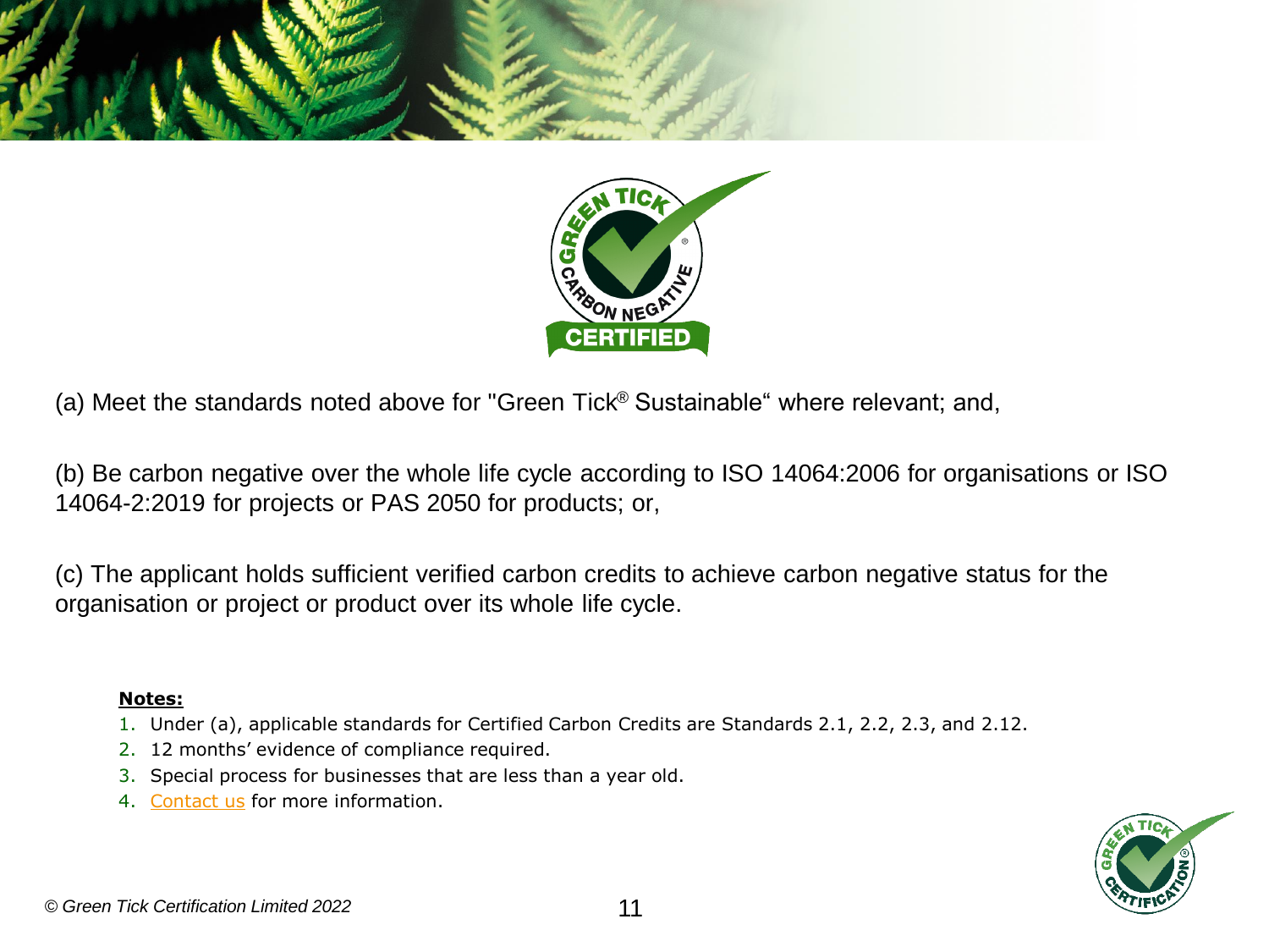(a) Meet the standards noted above for "Green Tick® Sustainable" where relevant; and,

(b) Be carbon negative over the whole life cycle according to ISO 14064:2006 for organisations or ISO 14064-2:2019 for projects or PAS 2050 for products; or,

(c) The applicant holds sufficient verified carbon credits to achieve carbon negative status for the organisation or project or product over its whole life cycle.

**Notes:**

1. Under (a), applicable standards for Certified Carbon Credits are Standards 2.1, 2.2, 2.3, and 2.12.
2. 12 months' evidence of compliance required.
3. Special process for businesses that are less than a year old.
4. Contact us for more information.

*© Green Tick Certification Limited 2022*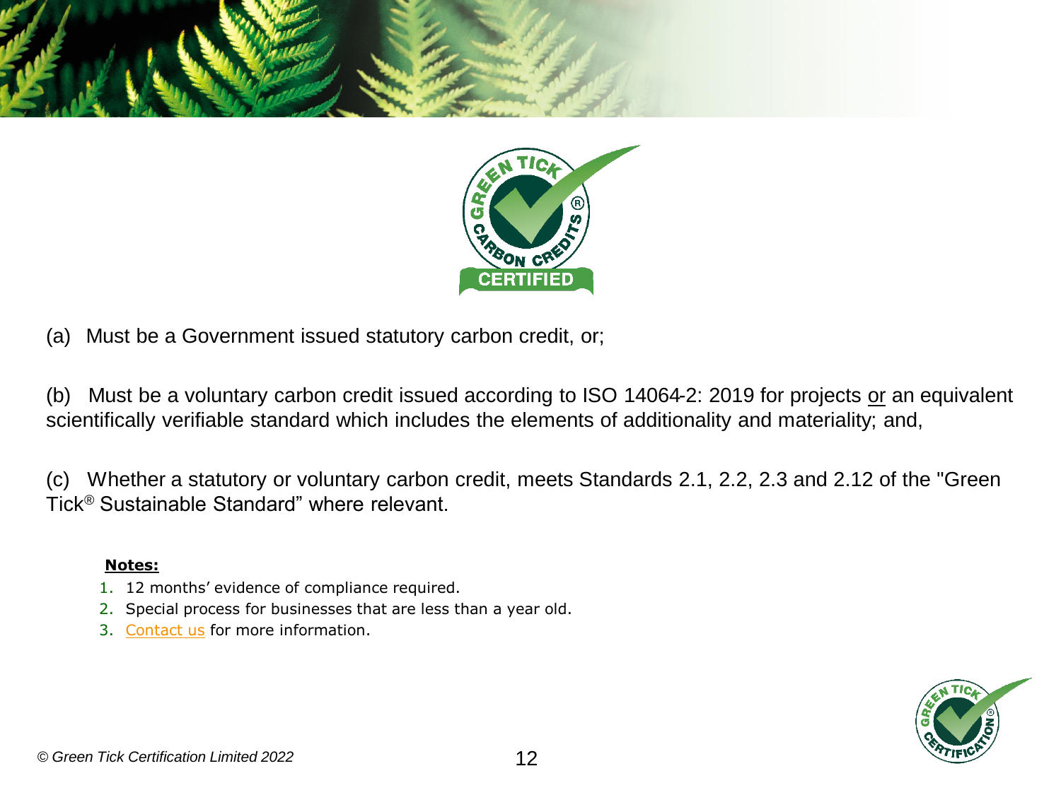(a) Must be a Government issued statutory carbon credit, or;

(b) Must be a voluntary carbon credit issued according to ISO 14064-2: 2019 for projects or an equivalent scientifically verifiable standard which includes the elements of additionality and materiality; and,

(c) Whether a statutory or voluntary carbon credit, meets Standards 2.1, 2.2, 2.3 and 2.12 of the "Green Tick® Sustainable Standard" where relevant.

**Notes:**

1. 12 months' evidence of compliance required.
2. Special process for businesses that are less than a year old.
3. Contact us for more information.

*© Green Tick Certification Limited 2022*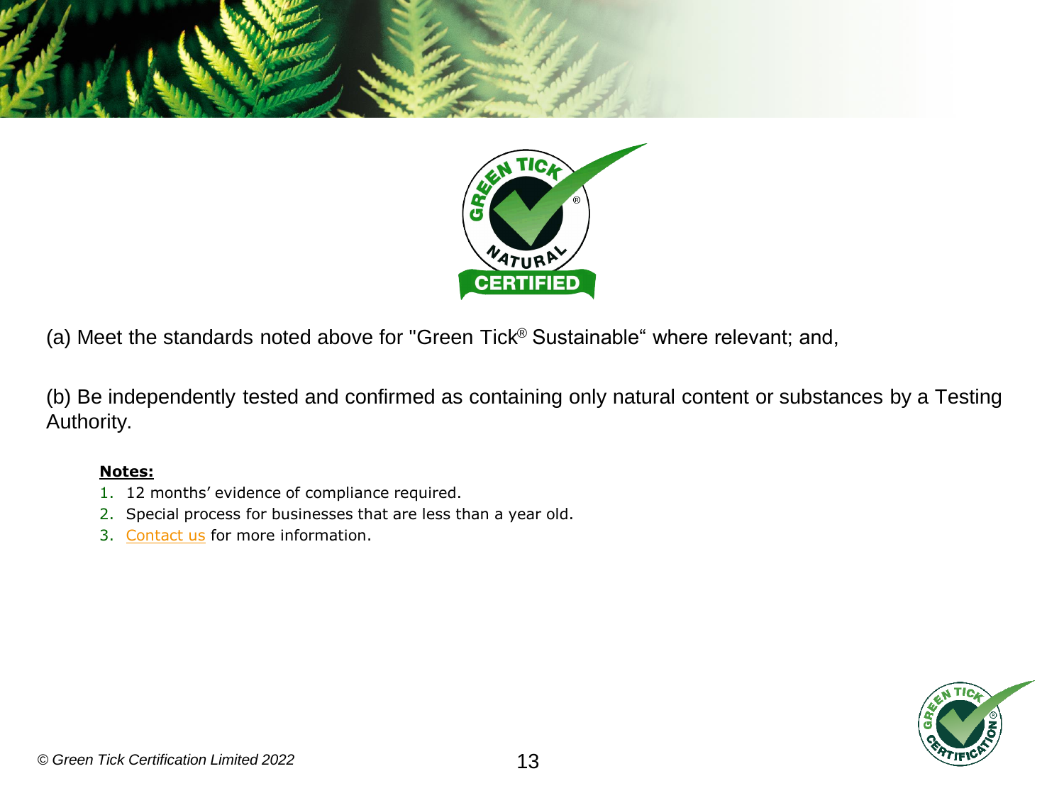(a) Meet the standards noted above for "Green Tick® Sustainable" where relevant; and,

(b) Be independently tested and confirmed as containing only natural content or substances by a Testing Authority.

**Notes:**

1. 12 months' evidence of compliance required.
2. Special process for businesses that are less than a year old.
3. Contact us for more information.

*© Green Tick Certification Limited 2022*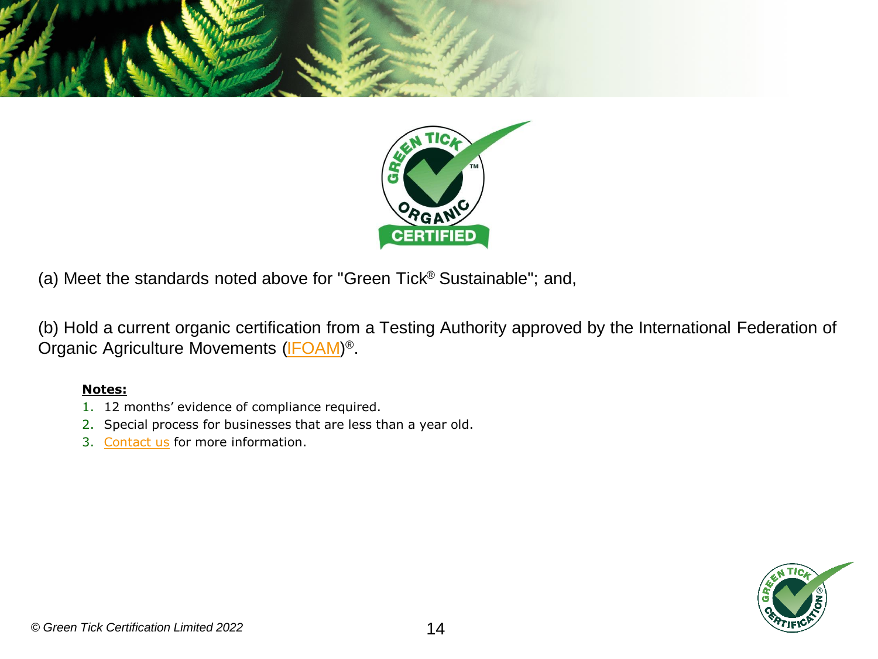(a) Meet the standards noted above for "Green Tick® Sustainable"; and,

(b) Hold a current organic certification from a Testing Authority approved by the International Federation of Organic Agriculture Movements (IFOAM)®.

**Notes:**

1. 12 months' evidence of compliance required.
2. Special process for businesses that are less than a year old.
3. Contact us for more information.

*© Green Tick Certification Limited 2022*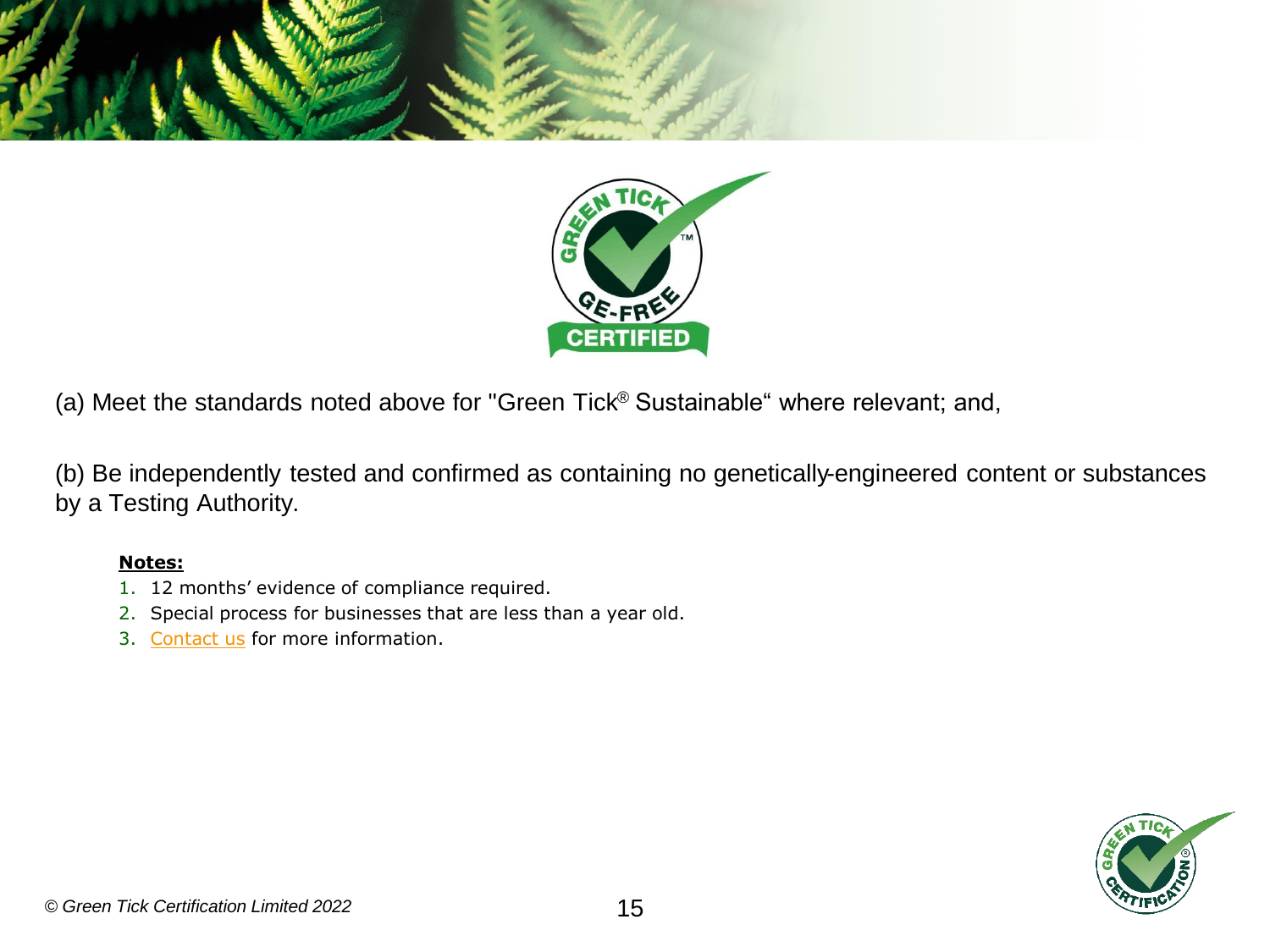(a) Meet the standards noted above for "Green Tick® Sustainable" where relevant; and,

(b) Be independently tested and confirmed as containing no genetically-engineered content or substances by a Testing Authority.

**Notes:**

1. 12 months' evidence of compliance required.
2. Special process for businesses that are less than a year old.
3. Contact us for more information.

*© Green Tick Certification Limited 2022*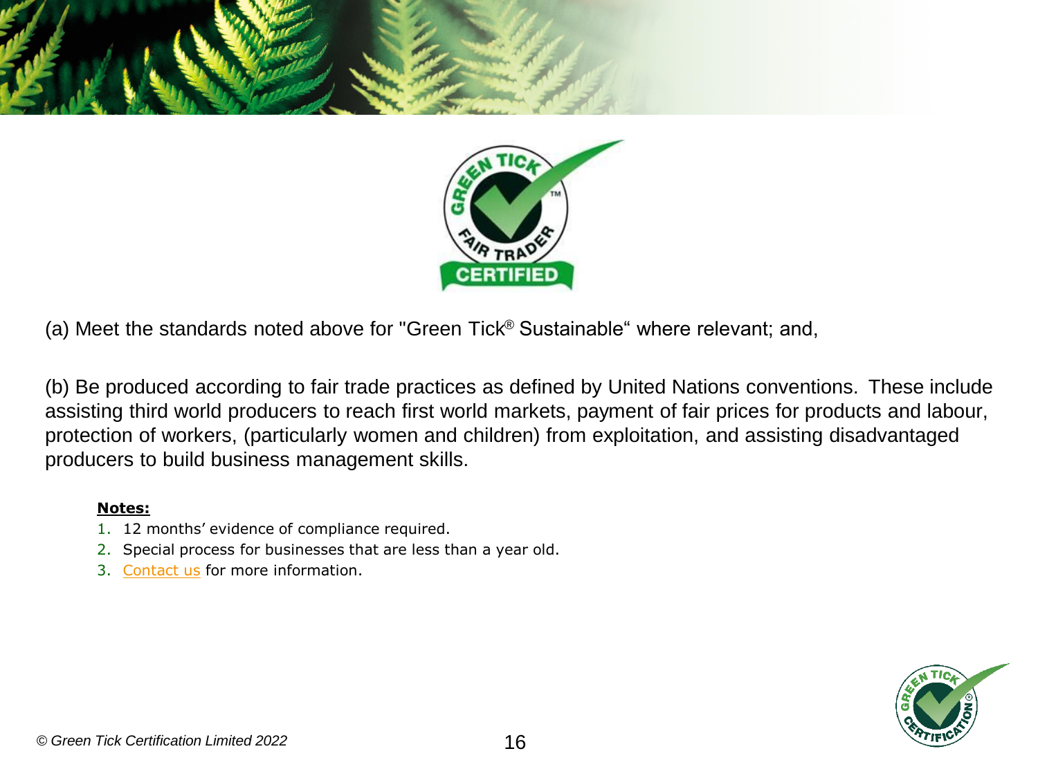(a) Meet the standards noted above for "Green Tick® Sustainable" where relevant; and,

(b) Be produced according to fair trade practices as defined by United Nations conventions. These include assisting third world producers to reach first world markets, payment of fair prices for products and labour, protection of workers, (particularly women and children) from exploitation, and assisting disadvantaged producers to build business management skills.

**Notes:**

1. 12 months' evidence of compliance required.
2. Special process for businesses that are less than a year old.
3. Contact us for more information.

*© Green Tick Certification Limited 2022*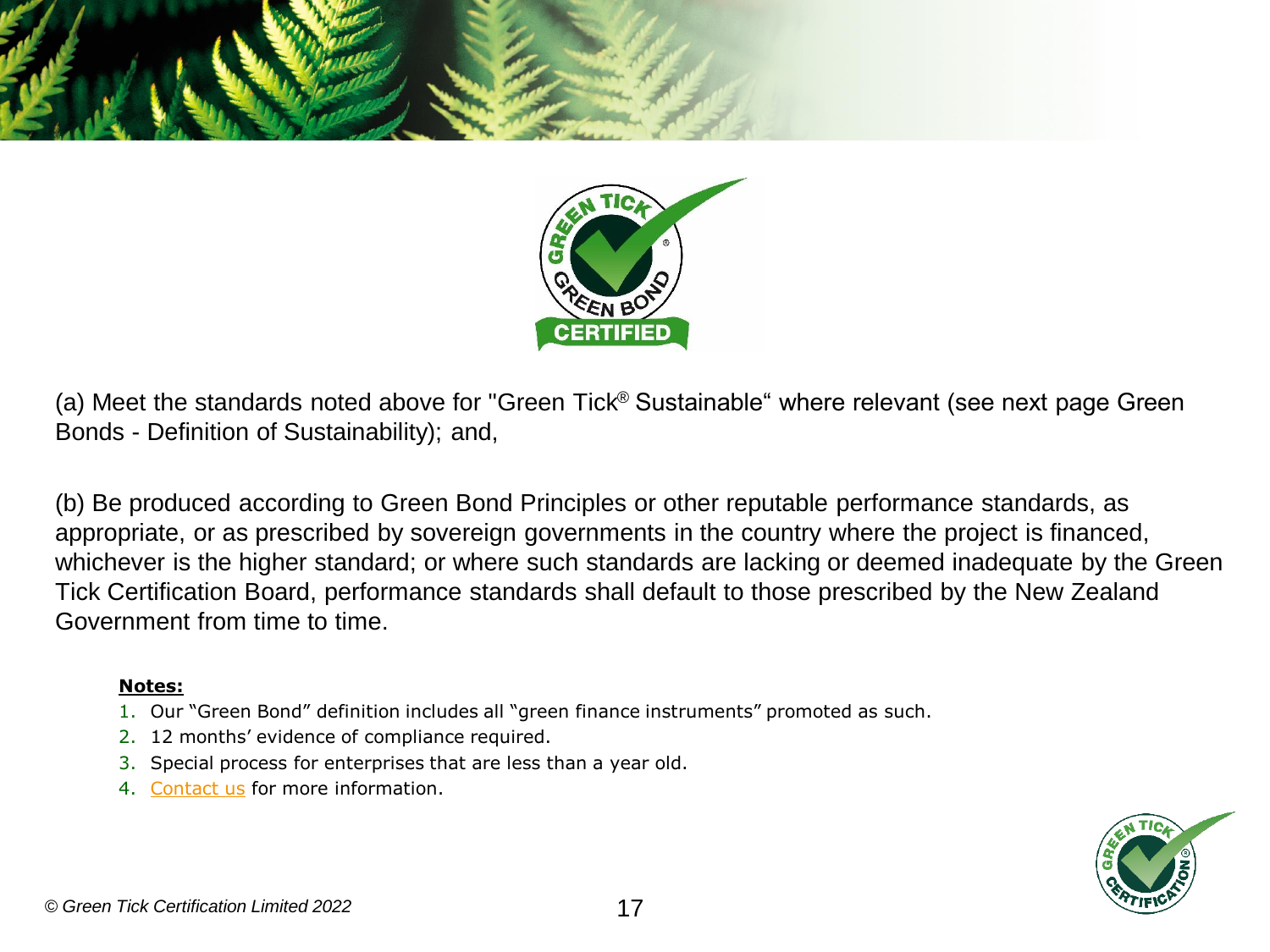(a) Meet the standards noted above for "Green Tick® Sustainable" where relevant (see next page Green Bonds - Definition of Sustainability); and,

(b) Be produced according to Green Bond Principles or other reputable performance standards, as appropriate, or as prescribed by sovereign governments in the country where the project is financed, whichever is the higher standard; or where such standards are lacking or deemed inadequate by the Green Tick Certification Board, performance standards shall default to those prescribed by the New Zealand Government from time to time.

**Notes:**

1. Our "Green Bond" definition includes all "green finance instruments" promoted as such.
2. 12 months' evidence of compliance required.
3. Special process for enterprises that are less than a year old.
4. Contact us for more information.

*© Green Tick Certification Limited 2022*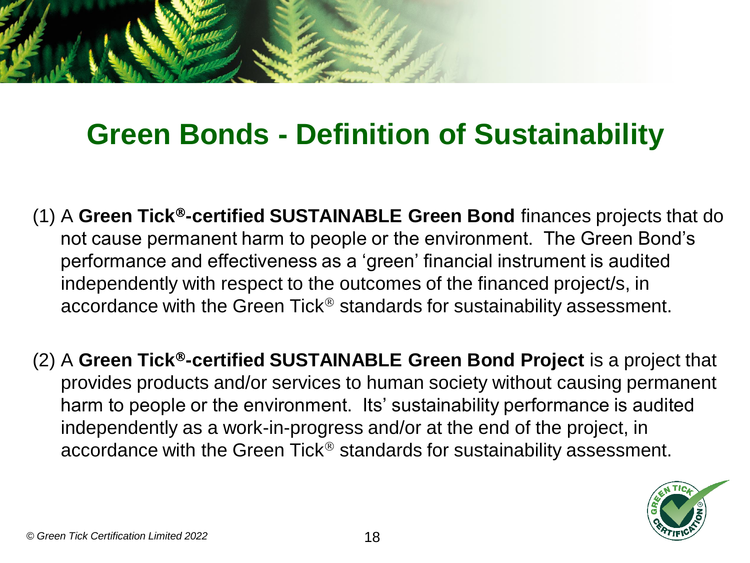# Green Bonds - Definition of Sustainability

(1) A **Green Tick®-certified SUSTAINABLE Green Bond** finances projects that do not cause permanent harm to people or the environment. The Green Bond's performance and effectiveness as a 'green' financial instrument is audited independently with respect to the outcomes of the financed project/s, in accordance with the Green Tick® standards for sustainability assessment.

(2) A **Green Tick®-certified SUSTAINABLE Green Bond Project** is a project that provides products and/or services to human society without causing permanent harm to people or the environment. Its' sustainability performance is audited independently as a work-in-progress and/or at the end of the project, in accordance with the Green Tick® standards for sustainability assessment.

*© Green Tick Certification Limited 2022*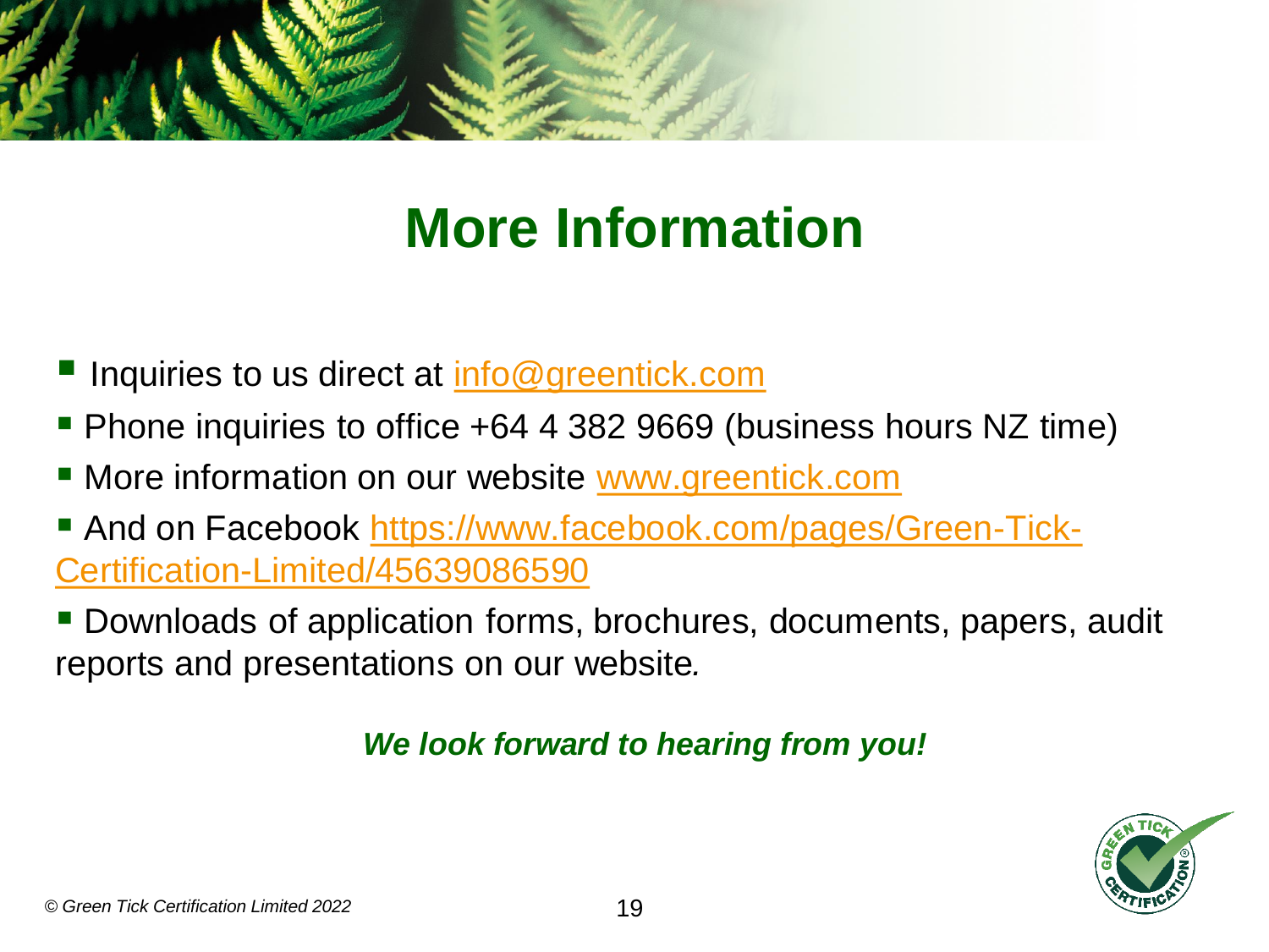# More Information

- Inquiries to us direct at info@greentick.com
- Phone inquiries to office +64 4 382 9669 (business hours NZ time)
- More information on our website www.greentick.com
- And on Facebook https://www.facebook.com/pages/Green-Tick-Certification-Limited/45639086590
- Downloads of application forms, brochures, documents, papers, audit reports and presentations on our website.

***We look forward to hearing from you!***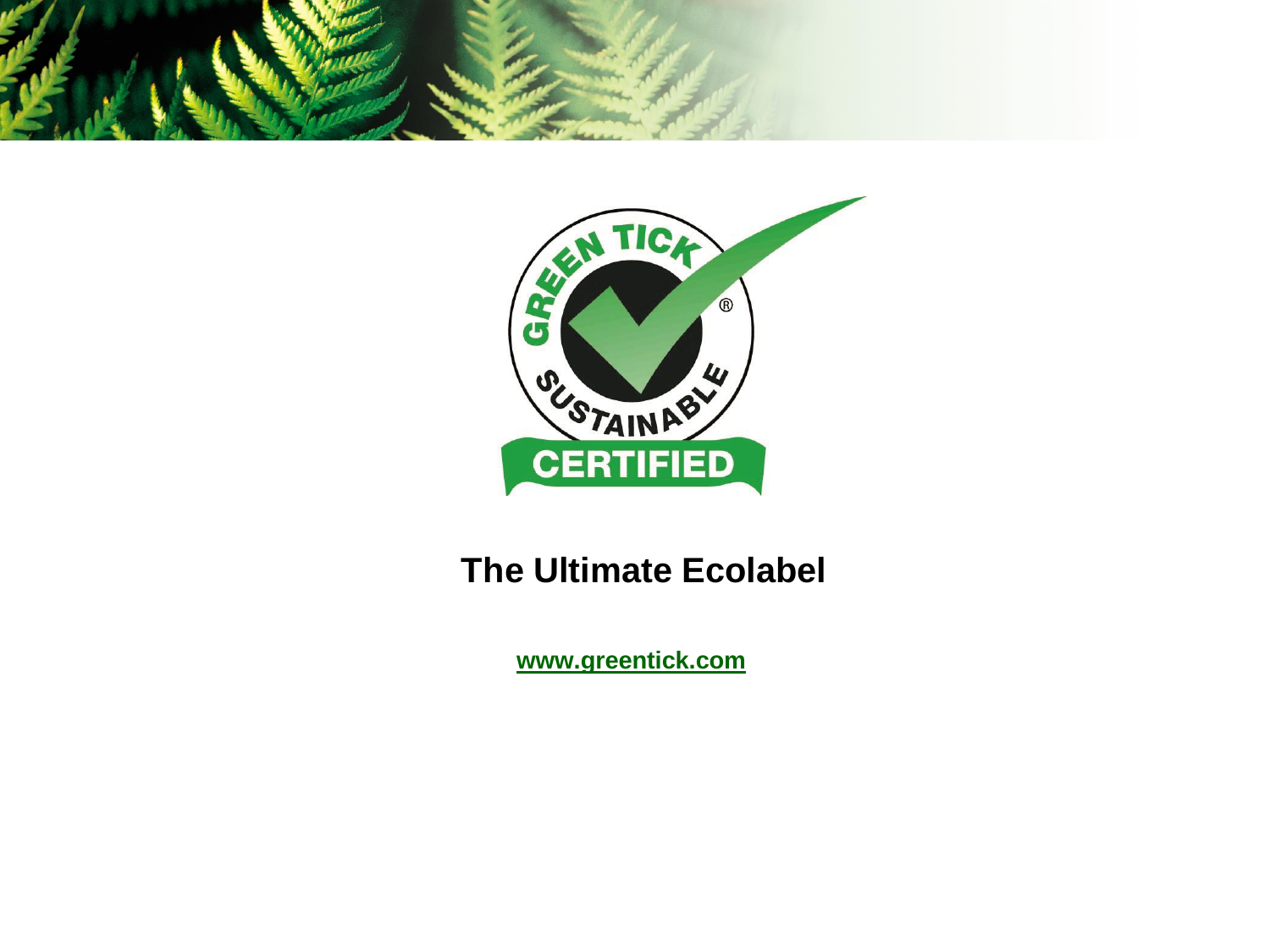## The Ultimate Ecolabel

**www.greentick.com**